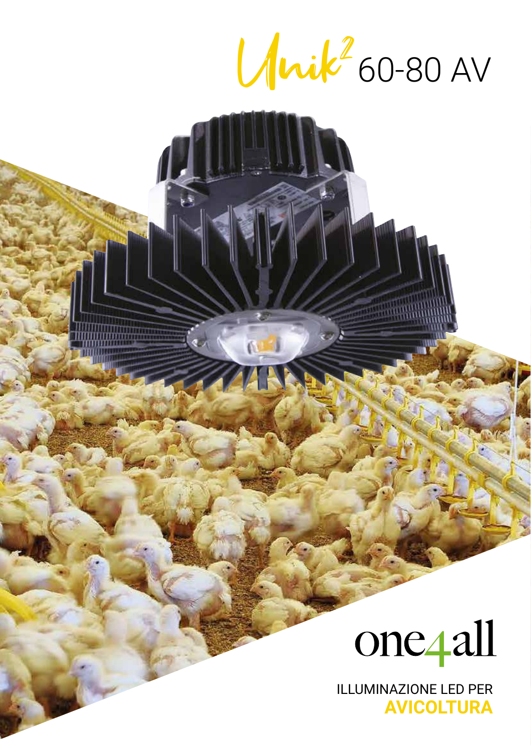# Unik² 60-80 AV

one4all

ILLUMINAZIONE LED PER
**AVICOLTURA**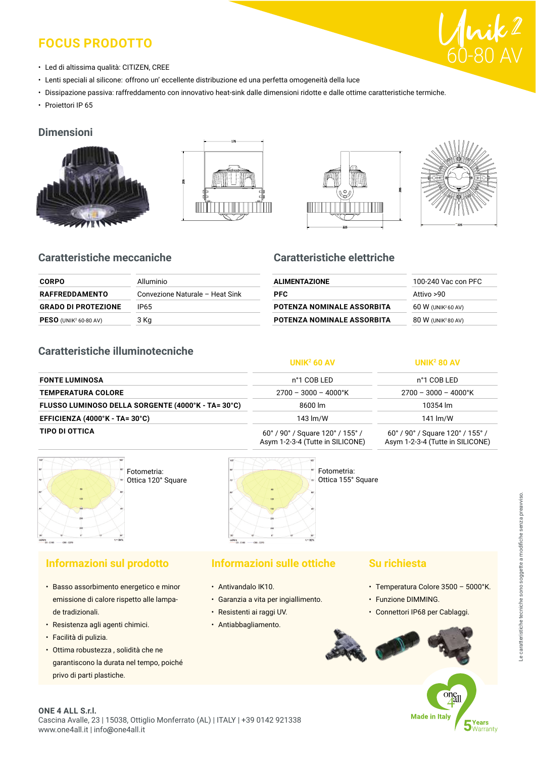## FOCUS PRODOTTO

Unik 2
60-80 AV

- Led di altissima qualità: CITIZEN, CREE
- Lenti speciali al silicone: offrono un' eccellente distribuzione ed una perfetta omogeneità della luce
- Dissipazione passiva: raffreddamento con innovativo heat-sink dalle dimensioni ridotte e dalle ottime caratteristiche termiche.
- Proiettori IP 65

## Dimensioni

176

226

225

225

### Caratteristiche meccaniche

| | |
|---|---|
| **CORPO** | Alluminio |
| **RAFFREDDAMENTO** | Convezione Naturale – Heat Sink |
| **GRADO DI PROTEZIONE** | IP65 |
| **PESO** (UNIK² 60-80 AV) | 3 Kg |

### Caratteristiche elettriche

| | |
|---|---|
| **ALIMENTAZIONE** | 100-240 Vac con PFC |
| **PFC** | Attivo >90 |
| **POTENZA NOMINALE ASSORBITA** | 60 W (UNIK² 60 AV) |
| **POTENZA NOMINALE ASSORBITA** | 80 W (UNIK² 80 AV) |

### Caratteristiche illuminotecniche

| | UNIK² 60 AV | UNIK² 80 AV |
|---|---|---|
| **FONTE LUMINOSA** | n°1 COB LED | n°1 COB LED |
| **TEMPERATURA COLORE** | 2700 – 3000 – 4000°K | 2700 – 3000 – 4000°K |
| **FLUSSO LUMINOSO DELLA SORGENTE (4000°K - TA= 30°C)** | 8600 lm | 10354 lm |
| **EFFICIENZA (4000°K - TA= 30°C)** | 143 lm/W | 141 lm/W |
| **TIPO DI OTTICA** | 60° / 90° / Square 120° / 155° / Asym 1-2-3-4 (Tutte in SILICONE) | 60° / 90° / Square 120° / 155° / Asym 1-2-3-4 (Tutte in SILICONE) |

Fotometria:
Ottica 120° Square

Fotometria:
Ottica 155° Square

### Informazioni sul prodotto

- Basso assorbimento energetico e minor emissione di calore rispetto alle lampade tradizionali.
- Resistenza agli agenti chimici.
- Facilità di pulizia.
- Ottima robustezza , solidità che ne garantiscono la durata nel tempo, poiché privo di parti plastiche.

### Informazioni sulle ottiche

- Antivandalo IK10.
- Garanzia a vita per ingiallimento.
- Resistenti ai raggi UV.
- Antiabbagliamento.

### Su richiesta

- Temperatura Colore 3500 – 5000°K.
- Funzione DIMMING.
- Connettori IP68 per Cablaggi.

Le caratteristiche tecniche sono soggette a modifiche senza preavviso.

**ONE 4 ALL S.r.l.**
Cascina Avalle, 23 | 15038, Ottiglio Monferrato (AL) | ITALY | +39 0142 921338
www.one4all.it | info@one4all.it

Made in Italy

5 Years Warranty